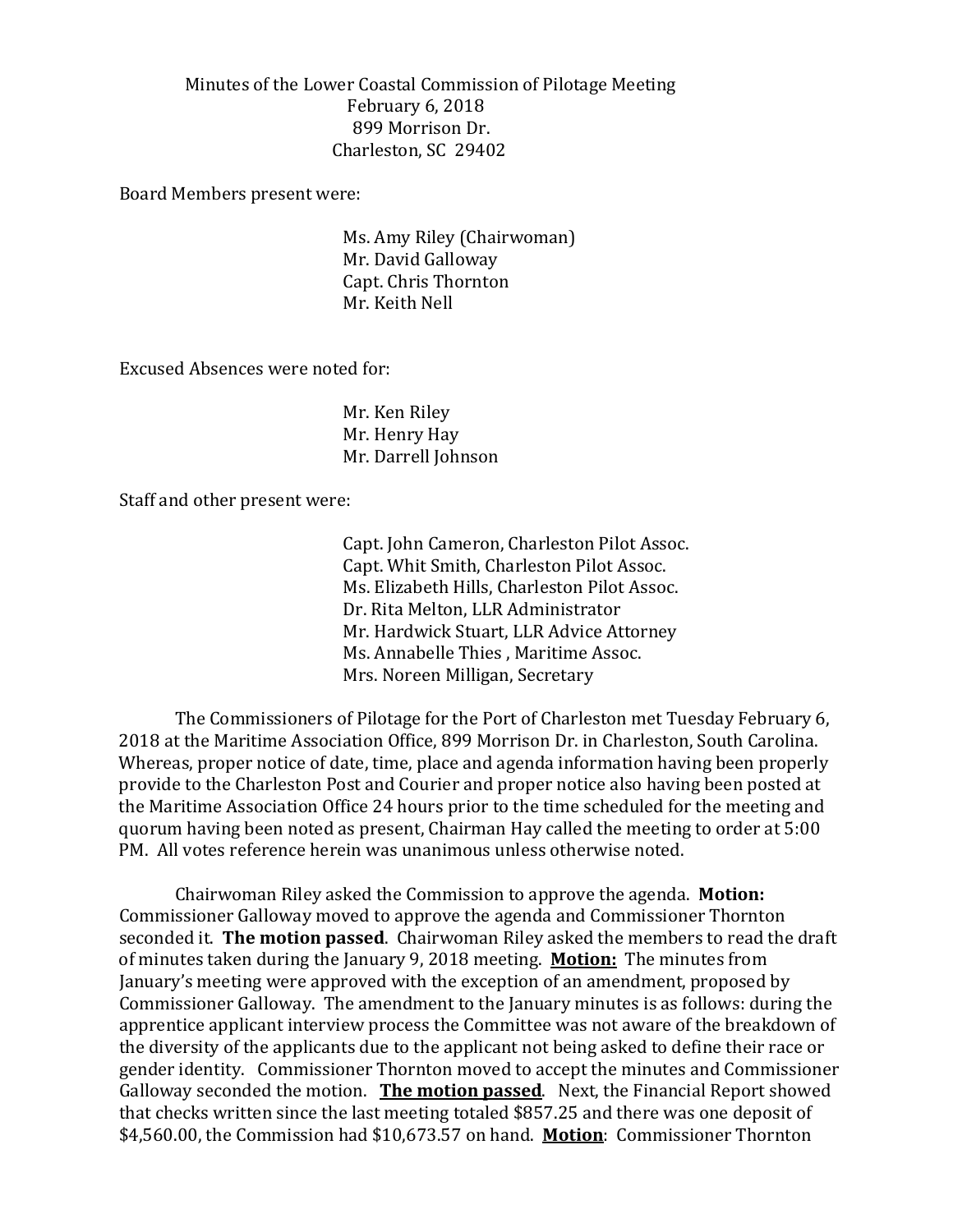Minutes of the Lower Coastal Commission of Pilotage Meeting
February 6, 2018
899 Morrison Dr.
Charleston, SC 29402

Board Members present were:

Ms. Amy Riley (Chairwoman)
Mr. David Galloway
Capt. Chris Thornton
Mr. Keith Nell

Excused Absences were noted for:

Mr. Ken Riley
Mr. Henry Hay
Mr. Darrell Johnson

Staff and other present were:

Capt. John Cameron, Charleston Pilot Assoc.
Capt. Whit Smith, Charleston Pilot Assoc.
Ms. Elizabeth Hills, Charleston Pilot Assoc.
Dr. Rita Melton, LLR Administrator
Mr. Hardwick Stuart, LLR Advice Attorney
Ms. Annabelle Thies , Maritime Assoc.
Mrs. Noreen Milligan, Secretary

The Commissioners of Pilotage for the Port of Charleston met Tuesday February 6, 2018 at the Maritime Association Office, 899 Morrison Dr. in Charleston, South Carolina. Whereas, proper notice of date, time, place and agenda information having been properly provide to the Charleston Post and Courier and proper notice also having been posted at the Maritime Association Office 24 hours prior to the time scheduled for the meeting and quorum having been noted as present, Chairman Hay called the meeting to order at 5:00 PM. All votes reference herein was unanimous unless otherwise noted.

Chairwoman Riley asked the Commission to approve the agenda. **Motion:** Commissioner Galloway moved to approve the agenda and Commissioner Thornton seconded it. **The motion passed**. Chairwoman Riley asked the members to read the draft of minutes taken during the January 9, 2018 meeting. **Motion:** The minutes from January's meeting were approved with the exception of an amendment, proposed by Commissioner Galloway. The amendment to the January minutes is as follows: during the apprentice applicant interview process the Committee was not aware of the breakdown of the diversity of the applicants due to the applicant not being asked to define their race or gender identity. Commissioner Thornton moved to accept the minutes and Commissioner Galloway seconded the motion. **The motion passed**. Next, the Financial Report showed that checks written since the last meeting totaled $857.25 and there was one deposit of $4,560.00, the Commission had $10,673.57 on hand. **Motion**: Commissioner Thornton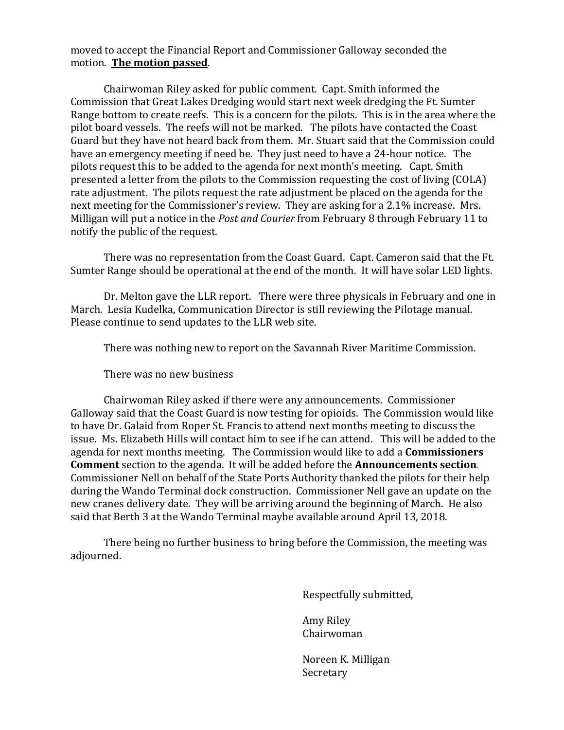moved to accept the Financial Report and Commissioner Galloway seconded the motion. **<u>The motion passed</u>**.

Chairwoman Riley asked for public comment. Capt. Smith informed the Commission that Great Lakes Dredging would start next week dredging the Ft. Sumter Range bottom to create reefs. This is a concern for the pilots. This is in the area where the pilot board vessels. The reefs will not be marked. The pilots have contacted the Coast Guard but they have not heard back from them. Mr. Stuart said that the Commission could have an emergency meeting if need be. They just need to have a 24-hour notice. The pilots request this to be added to the agenda for next month's meeting. Capt. Smith presented a letter from the pilots to the Commission requesting the cost of living (COLA) rate adjustment. The pilots request the rate adjustment be placed on the agenda for the next meeting for the Commissioner's review. They are asking for a 2.1% increase. Mrs. Milligan will put a notice in the *Post and Courier* from February 8 through February 11 to notify the public of the request.

There was no representation from the Coast Guard. Capt. Cameron said that the Ft. Sumter Range should be operational at the end of the month. It will have solar LED lights.

Dr. Melton gave the LLR report. There were three physicals in February and one in March. Lesia Kudelka, Communication Director is still reviewing the Pilotage manual. Please continue to send updates to the LLR web site.

There was nothing new to report on the Savannah River Maritime Commission.

There was no new business

Chairwoman Riley asked if there were any announcements. Commissioner Galloway said that the Coast Guard is now testing for opioids. The Commission would like to have Dr. Galaid from Roper St. Francis to attend next months meeting to discuss the issue. Ms. Elizabeth Hills will contact him to see if he can attend. This will be added to the agenda for next months meeting. The Commission would like to add a **Commissioners Comment** section to the agenda. It will be added before the **Announcements section**. Commissioner Nell on behalf of the State Ports Authority thanked the pilots for their help during the Wando Terminal dock construction. Commissioner Nell gave an update on the new cranes delivery date. They will be arriving around the beginning of March. He also said that Berth 3 at the Wando Terminal maybe available around April 13, 2018.

There being no further business to bring before the Commission, the meeting was adjourned.

Respectfully submitted,

Amy Riley
Chairwoman

Noreen K. Milligan
Secretary